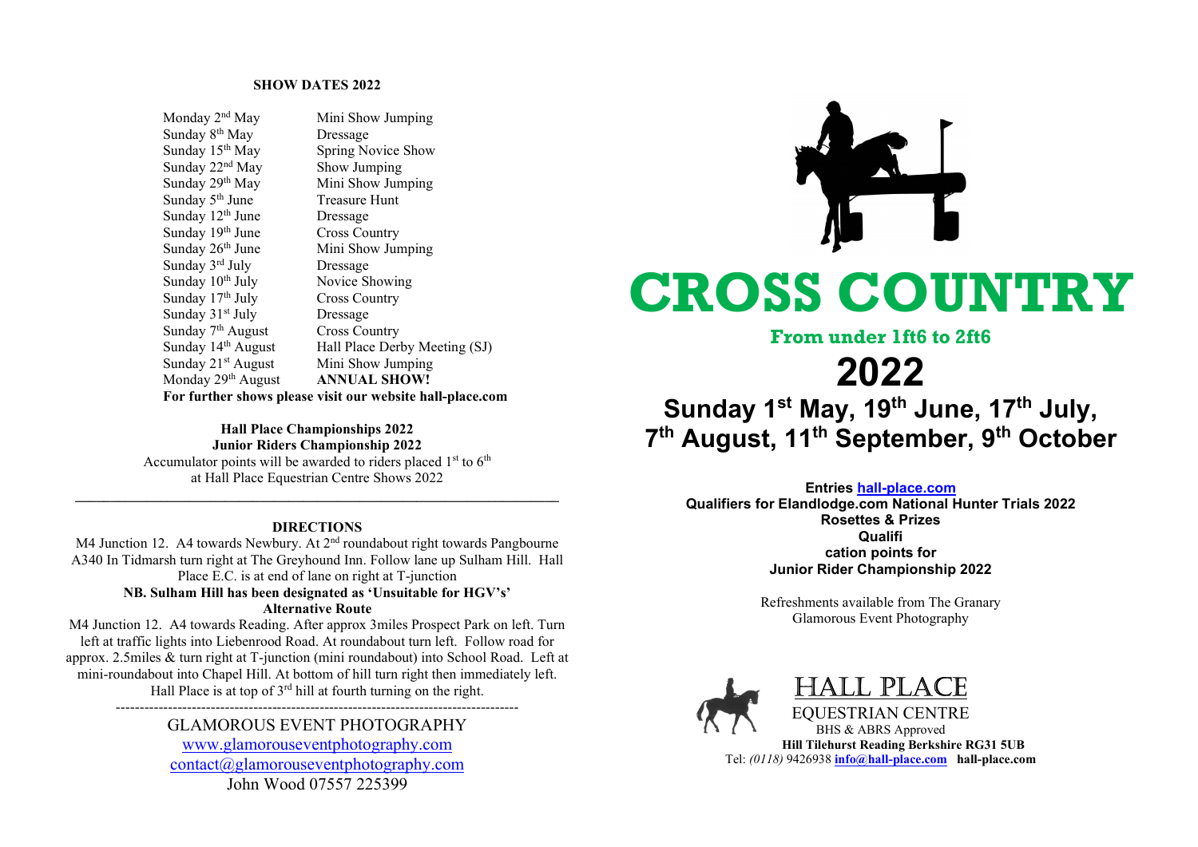**SHOW DATES 2022**

| | |
|---|---|
| Monday 2nd May | Mini Show Jumping |
| Sunday 8th May | Dressage |
| Sunday 15th May | Spring Novice Show |
| Sunday 22nd May | Show Jumping |
| Sunday 29th May | Mini Show Jumping |
| Sunday 5th June | Treasure Hunt |
| Sunday 12th June | Dressage |
| Sunday 19th June | Cross Country |
| Sunday 26th June | Mini Show Jumping |
| Sunday 3rd July | Dressage |
| Sunday 10th July | Novice Showing |
| Sunday 17th July | Cross Country |
| Sunday 31st July | Dressage |
| Sunday 7th August | Cross Country |
| Sunday 14th August | Hall Place Derby Meeting (SJ) |
| Sunday 21st August | Mini Show Jumping |
| Monday 29th August | **ANNUAL SHOW!** |

**For further shows please visit our website hall-place.com**

**Hall Place Championships 2022**
**Junior Riders Championship 2022**
Accumulator points will be awarded to riders placed 1st to 6th at Hall Place Equestrian Centre Shows 2022

---

**DIRECTIONS**

M4 Junction 12. A4 towards Newbury. At 2nd roundabout right towards Pangbourne A340 In Tidmarsh turn right at The Greyhound Inn. Follow lane up Sulham Hill. Hall Place E.C. is at end of lane on right at T-junction

**NB. Sulham Hill has been designated as 'Unsuitable for HGV's'**

**Alternative Route**

M4 Junction 12. A4 towards Reading. After approx 3miles Prospect Park on left. Turn left at traffic lights into Liebenrood Road. At roundabout turn left. Follow road for approx. 2.5miles & turn right at T-junction (mini roundabout) into School Road. Left at mini-roundabout into Chapel Hill. At bottom of hill turn right then immediately left. Hall Place is at top of 3rd hill at fourth turning on the right.

---

GLAMOROUS EVENT PHOTOGRAPHY
www.glamorouseventphotography.com
contact@glamorouseventphotography.com
John Wood 07557 225399

# CROSS COUNTRY

**From under 1ft6 to 2ft6**

# 2022

## Sunday 1st May, 19th June, 17th July, 7th August, 11th September, 9th October

**Entries hall-place.com**
**Qualifiers for Elandlodge.com National Hunter Trials 2022**
**Rosettes & Prizes**
**Qualifi cation points for**
**Junior Rider Championship 2022**

Refreshments available from The Granary
Glamorous Event Photography

HALL PLACE
EQUESTRIAN CENTRE
BHS & ABRS Approved
**Hill Tilehurst Reading Berkshire RG31 5UB**
Tel: *(0118)* 9426938 **info@hall-place.com** **hall-place.com**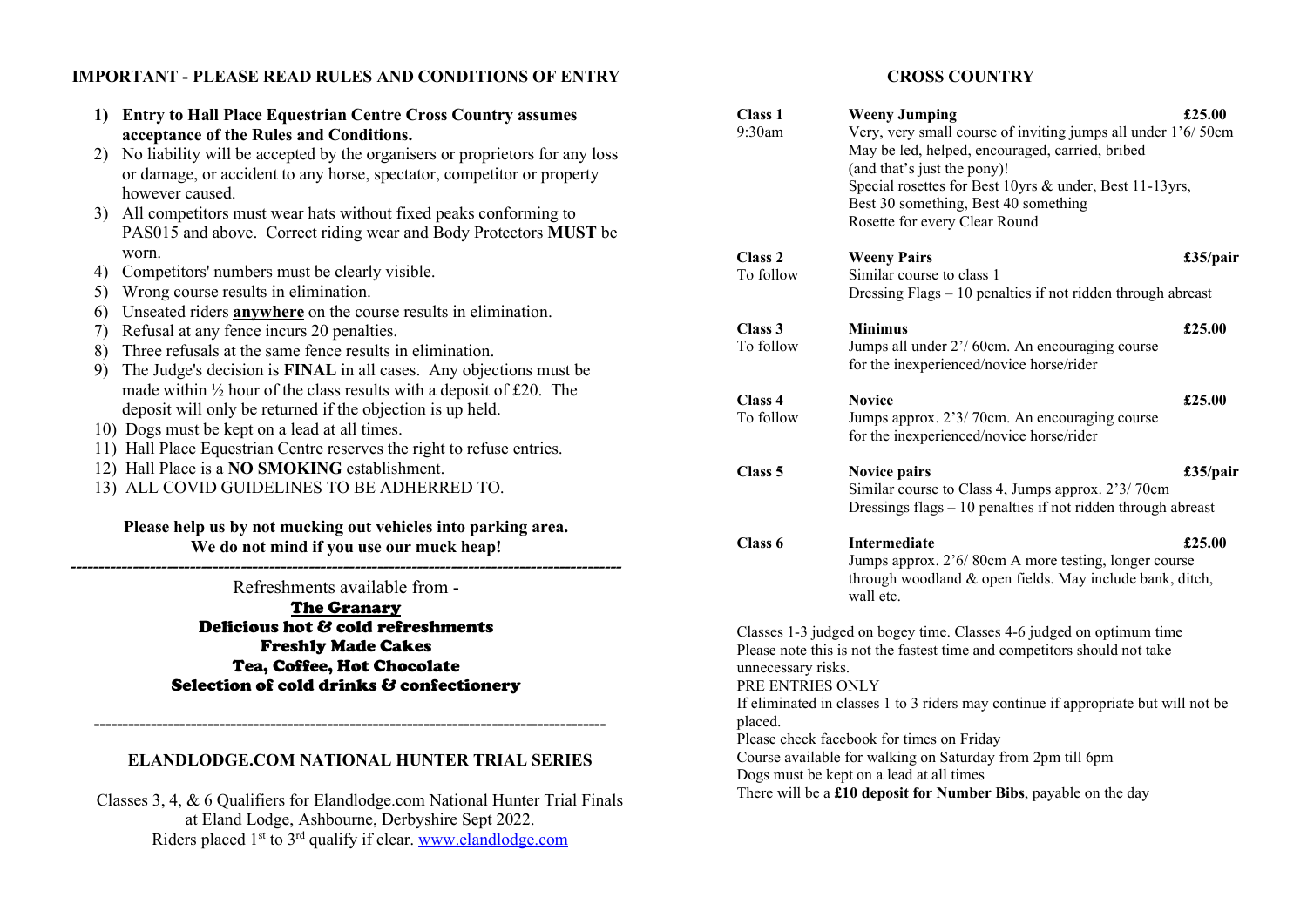## IMPORTANT - PLEASE READ RULES AND CONDITIONS OF ENTRY

1) **Entry to Hall Place Equestrian Centre Cross Country assumes acceptance of the Rules and Conditions.**
2) No liability will be accepted by the organisers or proprietors for any loss or damage, or accident to any horse, spectator, competitor or property however caused.
3) All competitors must wear hats without fixed peaks conforming to PAS015 and above. Correct riding wear and Body Protectors **MUST** be worn.
4) Competitors' numbers must be clearly visible.
5) Wrong course results in elimination.
6) Unseated riders **anywhere** on the course results in elimination.
7) Refusal at any fence incurs 20 penalties.
8) Three refusals at the same fence results in elimination.
9) The Judge's decision is **FINAL** in all cases. Any objections must be made within ½ hour of the class results with a deposit of £20. The deposit will only be returned if the objection is up held.
10) Dogs must be kept on a lead at all times.
11) Hall Place Equestrian Centre reserves the right to refuse entries.
12) Hall Place is a **NO SMOKING** establishment.
13) ALL COVID GUIDELINES TO BE ADHERRED TO.

**Please help us by not mucking out vehicles into parking area. We do not mind if you use our muck heap!**

---

Refreshments available from -

**The Granary**

**Delicious hot & cold refreshments**
**Freshly Made Cakes**
**Tea, Coffee, Hot Chocolate**
**Selection of cold drinks & confectionery**

---

## ELANDLODGE.COM NATIONAL HUNTER TRIAL SERIES

Classes 3, 4, & 6 Qualifiers for Elandlodge.com National Hunter Trial Finals at Eland Lodge, Ashbourne, Derbyshire Sept 2022.
Riders placed 1st to 3rd qualify if clear. www.elandlodge.com

## CROSS COUNTRY

| | | |
|---|---|---|
| **Class 1** 9:30am | **Weeny Jumping** Very, very small course of inviting jumps all under 1'6/ 50cm May be led, helped, encouraged, carried, bribed (and that's just the pony)! Special rosettes for Best 10yrs & under, Best 11-13yrs, Best 30 something, Best 40 something Rosette for every Clear Round | **£25.00** |
| **Class 2** To follow | **Weeny Pairs** Similar course to class 1 Dressing Flags – 10 penalties if not ridden through abreast | **£35/pair** |
| **Class 3** To follow | **Minimus** Jumps all under 2'/ 60cm. An encouraging course for the inexperienced/novice horse/rider | **£25.00** |
| **Class 4** To follow | **Novice** Jumps approx. 2'3/ 70cm. An encouraging course for the inexperienced/novice horse/rider | **£25.00** |
| **Class 5** | **Novice pairs** Similar course to Class 4, Jumps approx. 2'3/ 70cm Dressings flags – 10 penalties if not ridden through abreast | **£35/pair** |
| **Class 6** | **Intermediate** Jumps approx. 2'6/ 80cm A more testing, longer course through woodland & open fields. May include bank, ditch, wall etc. | **£25.00** |

Classes 1-3 judged on bogey time. Classes 4-6 judged on optimum time
Please note this is not the fastest time and competitors should not take unnecessary risks.
PRE ENTRIES ONLY
If eliminated in classes 1 to 3 riders may continue if appropriate but will not be placed.
Please check facebook for times on Friday
Course available for walking on Saturday from 2pm till 6pm
Dogs must be kept on a lead at all times
There will be a **£10 deposit for Number Bibs**, payable on the day